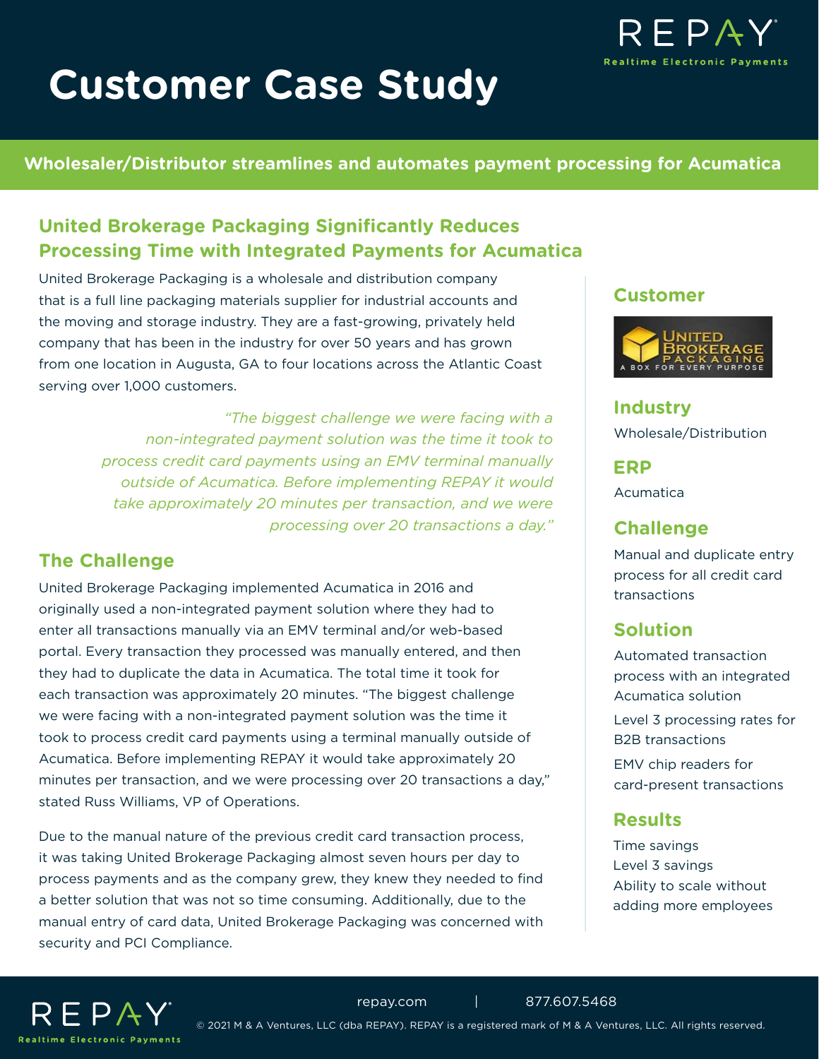# Customer Case Study

**Wholesaler/Distributor streamlines and automates payment processing for Acumatica**

## United Brokerage Packaging Significantly Reduces Processing Time with Integrated Payments for Acumatica

United Brokerage Packaging is a wholesale and distribution company that is a full line packaging materials supplier for industrial accounts and the moving and storage industry. They are a fast-growing, privately held company that has been in the industry for over 50 years and has grown from one location in Augusta, GA to four locations across the Atlantic Coast serving over 1,000 customers.

*"The biggest challenge we were facing with a non-integrated payment solution was the time it took to process credit card payments using an EMV terminal manually outside of Acumatica. Before implementing REPAY it would take approximately 20 minutes per transaction, and we were processing over 20 transactions a day."*

## The Challenge

United Brokerage Packaging implemented Acumatica in 2016 and originally used a non-integrated payment solution where they had to enter all transactions manually via an EMV terminal and/or web-based portal. Every transaction they processed was manually entered, and then they had to duplicate the data in Acumatica. The total time it took for each transaction was approximately 20 minutes. "The biggest challenge we were facing with a non-integrated payment solution was the time it took to process credit card payments using a terminal manually outside of Acumatica. Before implementing REPAY it would take approximately 20 minutes per transaction, and we were processing over 20 transactions a day," stated Russ Williams, VP of Operations.

Due to the manual nature of the previous credit card transaction process, it was taking United Brokerage Packaging almost seven hours per day to process payments and as the company grew, they knew they needed to find a better solution that was not so time consuming. Additionally, due to the manual entry of card data, United Brokerage Packaging was concerned with security and PCI Compliance.

### Customer

United Brokerage Packaging — A Box for Every Purpose

### Industry

Wholesale/Distribution

### ERP

Acumatica

### Challenge

Manual and duplicate entry process for all credit card transactions

### Solution

Automated transaction process with an integrated Acumatica solution

Level 3 processing rates for B2B transactions

EMV chip readers for card-present transactions

### Results

Time savings

Level 3 savings

Ability to scale without adding more employees

repay.com | 877.607.5468

© 2021 M & A Ventures, LLC (dba REPAY). REPAY is a registered mark of M & A Ventures, LLC. All rights reserved.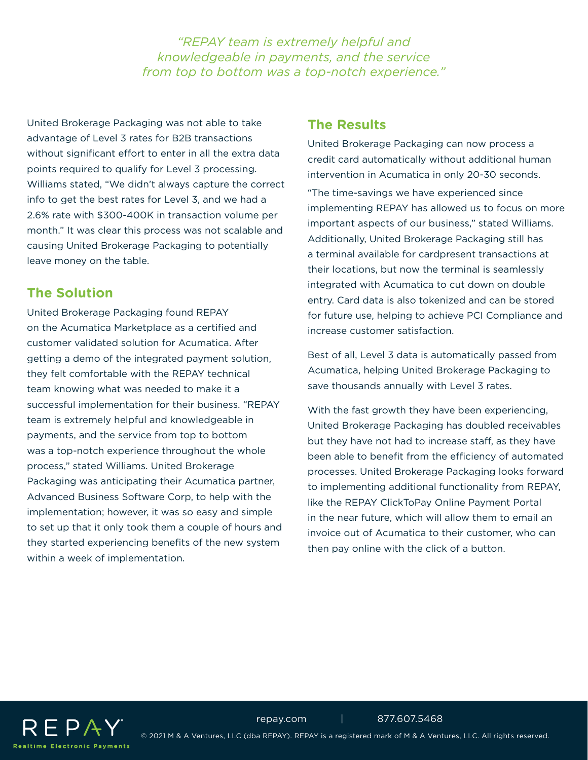*"REPAY team is extremely helpful and knowledgeable in payments, and the service from top to bottom was a top-notch experience."*

United Brokerage Packaging was not able to take advantage of Level 3 rates for B2B transactions without significant effort to enter in all the extra data points required to qualify for Level 3 processing. Williams stated, "We didn't always capture the correct info to get the best rates for Level 3, and we had a 2.6% rate with $300-400K in transaction volume per month." It was clear this process was not scalable and causing United Brokerage Packaging to potentially leave money on the table.

## The Solution

United Brokerage Packaging found REPAY on the Acumatica Marketplace as a certified and customer validated solution for Acumatica. After getting a demo of the integrated payment solution, they felt comfortable with the REPAY technical team knowing what was needed to make it a successful implementation for their business. "REPAY team is extremely helpful and knowledgeable in payments, and the service from top to bottom was a top-notch experience throughout the whole process," stated Williams. United Brokerage Packaging was anticipating their Acumatica partner, Advanced Business Software Corp, to help with the implementation; however, it was so easy and simple to set up that it only took them a couple of hours and they started experiencing benefits of the new system within a week of implementation.

## The Results

United Brokerage Packaging can now process a credit card automatically without additional human intervention in Acumatica in only 20-30 seconds.

"The time-savings we have experienced since implementing REPAY has allowed us to focus on more important aspects of our business," stated Williams. Additionally, United Brokerage Packaging still has a terminal available for cardpresent transactions at their locations, but now the terminal is seamlessly integrated with Acumatica to cut down on double entry. Card data is also tokenized and can be stored for future use, helping to achieve PCI Compliance and increase customer satisfaction.

Best of all, Level 3 data is automatically passed from Acumatica, helping United Brokerage Packaging to save thousands annually with Level 3 rates.

With the fast growth they have been experiencing, United Brokerage Packaging has doubled receivables but they have not had to increase staff, as they have been able to benefit from the efficiency of automated processes. United Brokerage Packaging looks forward to implementing additional functionality from REPAY, like the REPAY ClickToPay Online Payment Portal in the near future, which will allow them to email an invoice out of Acumatica to their customer, who can then pay online with the click of a button.

REPAY
Realtime Electronic Payments

repay.com | 877.607.5468

© 2021 M & A Ventures, LLC (dba REPAY). REPAY is a registered mark of M & A Ventures, LLC. All rights reserved.